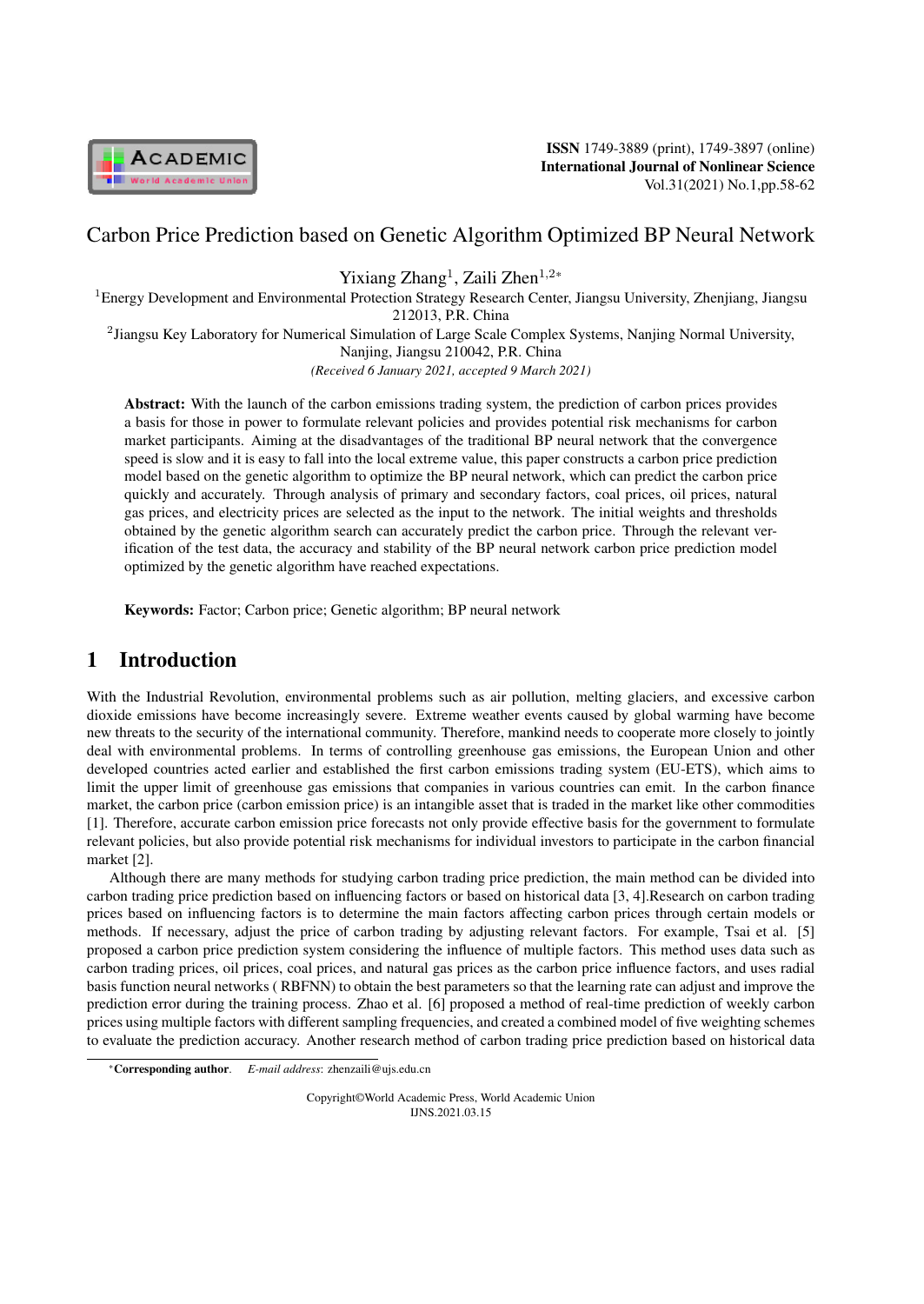# Carbon Price Prediction based on Genetic Algorithm Optimized BP Neural Network

Yixiang Zhang[1], Zaili Zhen[1,2*]

[1]Energy Development and Environmental Protection Strategy Research Center, Jiangsu University, Zhenjiang, Jiangsu 212013, P.R. China

[2]Jiangsu Key Laboratory for Numerical Simulation of Large Scale Complex Systems, Nanjing Normal University, Nanjing, Jiangsu 210042, P.R. China

*(Received 6 January 2021, accepted 9 March 2021)*

**Abstract:** With the launch of the carbon emissions trading system, the prediction of carbon prices provides a basis for those in power to formulate relevant policies and provides potential risk mechanisms for carbon market participants. Aiming at the disadvantages of the traditional BP neural network that the convergence speed is slow and it is easy to fall into the local extreme value, this paper constructs a carbon price prediction model based on the genetic algorithm to optimize the BP neural network, which can predict the carbon price quickly and accurately. Through analysis of primary and secondary factors, coal prices, oil prices, natural gas prices, and electricity prices are selected as the input to the network. The initial weights and thresholds obtained by the genetic algorithm search can accurately predict the carbon price. Through the relevant verification of the test data, the accuracy and stability of the BP neural network carbon price prediction model optimized by the genetic algorithm have reached expectations.

**Keywords:** Factor; Carbon price; Genetic algorithm; BP neural network

## 1 Introduction

With the Industrial Revolution, environmental problems such as air pollution, melting glaciers, and excessive carbon dioxide emissions have become increasingly severe. Extreme weather events caused by global warming have become new threats to the security of the international community. Therefore, mankind needs to cooperate more closely to jointly deal with environmental problems. In terms of controlling greenhouse gas emissions, the European Union and other developed countries acted earlier and established the first carbon emissions trading system (EU-ETS), which aims to limit the upper limit of greenhouse gas emissions that companies in various countries can emit. In the carbon finance market, the carbon price (carbon emission price) is an intangible asset that is traded in the market like other commodities [1]. Therefore, accurate carbon emission price forecasts not only provide effective basis for the government to formulate relevant policies, but also provide potential risk mechanisms for individual investors to participate in the carbon financial market [2].

Although there are many methods for studying carbon trading price prediction, the main method can be divided into carbon trading price prediction based on influencing factors or based on historical data [3, 4].Research on carbon trading prices based on influencing factors is to determine the main factors affecting carbon prices through certain models or methods. If necessary, adjust the price of carbon trading by adjusting relevant factors. For example, Tsai et al. [5] proposed a carbon price prediction system considering the influence of multiple factors. This method uses data such as carbon trading prices, oil prices, coal prices, and natural gas prices as the carbon price influence factors, and uses radial basis function neural networks ( RBFNN) to obtain the best parameters so that the learning rate can adjust and improve the prediction error during the training process. Zhao et al. [6] proposed a method of real-time prediction of weekly carbon prices using multiple factors with different sampling frequencies, and created a combined model of five weighting schemes to evaluate the prediction accuracy. Another research method of carbon trading price prediction based on historical data

*Corresponding author. *E-mail address*: zhenzaili@ujs.edu.cn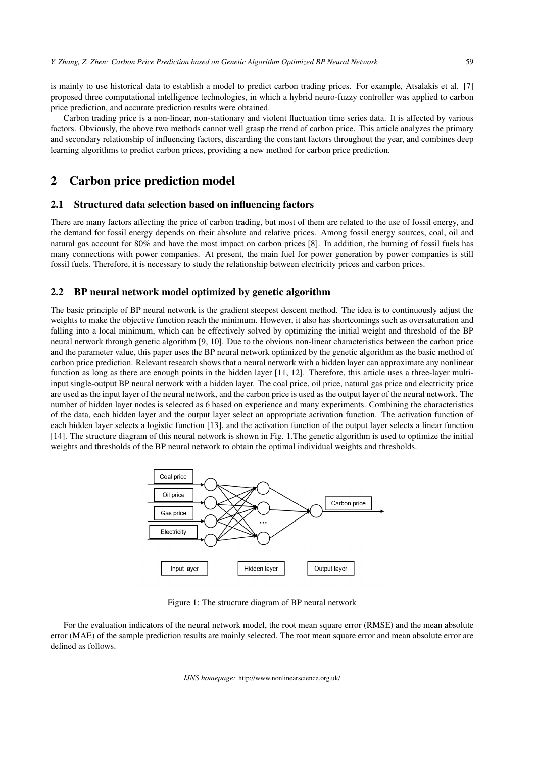is mainly to use historical data to establish a model to predict carbon trading prices. For example, Atsalakis et al. [7] proposed three computational intelligence technologies, in which a hybrid neuro-fuzzy controller was applied to carbon price prediction, and accurate prediction results were obtained.

Carbon trading price is a non-linear, non-stationary and violent fluctuation time series data. It is affected by various factors. Obviously, the above two methods cannot well grasp the trend of carbon price. This article analyzes the primary and secondary relationship of influencing factors, discarding the constant factors throughout the year, and combines deep learning algorithms to predict carbon prices, providing a new method for carbon price prediction.

# 2 Carbon price prediction model

## 2.1 Structured data selection based on influencing factors

There are many factors affecting the price of carbon trading, but most of them are related to the use of fossil energy, and the demand for fossil energy depends on their absolute and relative prices. Among fossil energy sources, coal, oil and natural gas account for 80% and have the most impact on carbon prices [8]. In addition, the burning of fossil fuels has many connections with power companies. At present, the main fuel for power generation by power companies is still fossil fuels. Therefore, it is necessary to study the relationship between electricity prices and carbon prices.

## 2.2 BP neural network model optimized by genetic algorithm

The basic principle of BP neural network is the gradient steepest descent method. The idea is to continuously adjust the weights to make the objective function reach the minimum. However, it also has shortcomings such as oversaturation and falling into a local minimum, which can be effectively solved by optimizing the initial weight and threshold of the BP neural network through genetic algorithm [9, 10]. Due to the obvious non-linear characteristics between the carbon price and the parameter value, this paper uses the BP neural network optimized by the genetic algorithm as the basic method of carbon price prediction. Relevant research shows that a neural network with a hidden layer can approximate any nonlinear function as long as there are enough points in the hidden layer [11, 12]. Therefore, this article uses a three-layer multi-input single-output BP neural network with a hidden layer. The coal price, oil price, natural gas price and electricity price are used as the input layer of the neural network, and the carbon price is used as the output layer of the neural network. The number of hidden layer nodes is selected as 6 based on experience and many experiments. Combining the characteristics of the data, each hidden layer and the output layer select an appropriate activation function. The activation function of each hidden layer selects a logistic function [13], and the activation function of the output layer selects a linear function [14]. The structure diagram of this neural network is shown in Fig. 1.The genetic algorithm is used to optimize the initial weights and thresholds of the BP neural network to obtain the optimal individual weights and thresholds.

Figure 1: The structure diagram of BP neural network

For the evaluation indicators of the neural network model, the root mean square error (RMSE) and the mean absolute error (MAE) of the sample prediction results are mainly selected. The root mean square error and mean absolute error are defined as follows.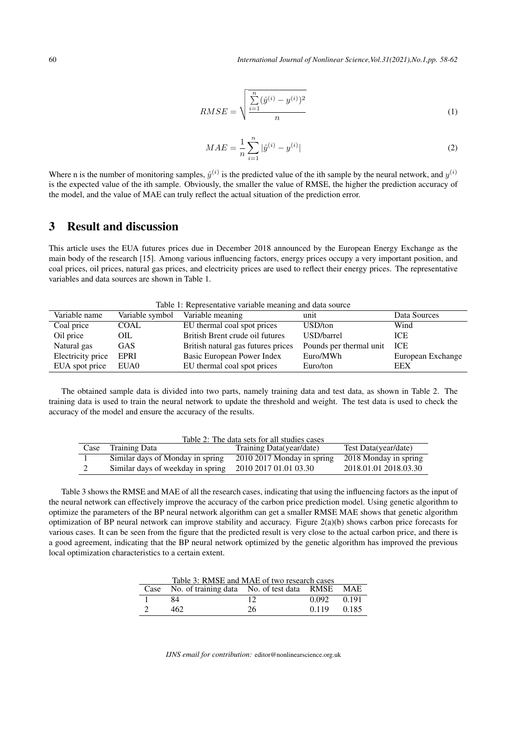$$RMSE = \sqrt{\frac{\sum_{i=1}^{n}(\hat{y}^{(i)} - y^{(i)})^2}{n}} \tag{1}$$

$$MAE = \frac{1}{n}\sum_{i=1}^{n}|\hat{y}^{(i)} - y^{(i)}| \tag{2}$$

Where n is the number of monitoring samples, $\hat{y}^{(i)}$ is the predicted value of the ith sample by the neural network, and $y^{(i)}$ is the expected value of the ith sample. Obviously, the smaller the value of RMSE, the higher the prediction accuracy of the model, and the value of MAE can truly reflect the actual situation of the prediction error.

# 3 Result and discussion

This article uses the EUA futures prices due in December 2018 announced by the European Energy Exchange as the main body of the research [15]. Among various influencing factors, energy prices occupy a very important position, and coal prices, oil prices, natural gas prices, and electricity prices are used to reflect their energy prices. The representative variables and data sources are shown in Table 1.

Table 1: Representative variable meaning and data source

| Variable name | Variable symbol | Variable meaning | unit | Data Sources |
|---|---|---|---|---|
| Coal price | COAL | EU thermal coal spot prices | USD/ton | Wind |
| Oil price | OIL | British Brent crude oil futures | USD/barrel | ICE |
| Natural gas | GAS | British natural gas futures prices | Pounds per thermal unit | ICE |
| Electricity price | EPRI | Basic European Power Index | Euro/MWh | European Exchange |
| EUA spot price | EUA0 | EU thermal coal spot prices | Euro/ton | EEX |

The obtained sample data is divided into two parts, namely training data and test data, as shown in Table 2. The training data is used to train the neural network to update the threshold and weight. The test data is used to check the accuracy of the model and ensure the accuracy of the results.

Table 2: The data sets for all studies cases

| Case | Training Data | Training Data(year/date) | Test Data(year/date) |
|---|---|---|---|
| 1 | Similar days of Monday in spring | 2010 2017 Monday in spring | 2018 Monday in spring |
| 2 | Similar days of weekday in spring | 2010 2017 01.01 03.30 | 2018.01.01 2018.03.30 |

Table 3 shows the RMSE and MAE of all the research cases, indicating that using the influencing factors as the input of the neural network can effectively improve the accuracy of the carbon price prediction model. Using genetic algorithm to optimize the parameters of the BP neural network algorithm can get a smaller RMSE MAE shows that genetic algorithm optimization of BP neural network can improve stability and accuracy. Figure 2(a)(b) shows carbon price forecasts for various cases. It can be seen from the figure that the predicted result is very close to the actual carbon price, and there is a good agreement, indicating that the BP neural network optimized by the genetic algorithm has improved the previous local optimization characteristics to a certain extent.

Table 3: RMSE and MAE of two research cases

| Case | No. of training data | No. of test data | RMSE | MAE |
|---|---|---|---|---|
| 1 | 84 | 12 | 0.092 | 0.191 |
| 2 | 462 | 26 | 0.119 | 0.185 |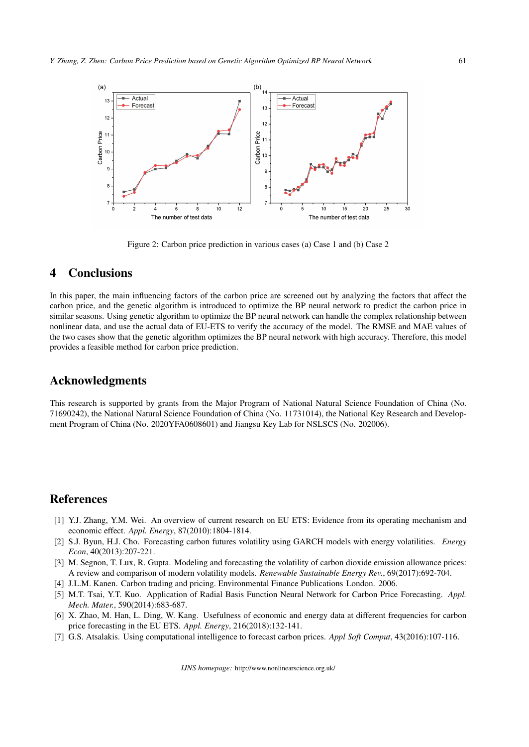Figure 2: Carbon price prediction in various cases (a) Case 1 and (b) Case 2

# 4 Conclusions

In this paper, the main influencing factors of the carbon price are screened out by analyzing the factors that affect the carbon price, and the genetic algorithm is introduced to optimize the BP neural network to predict the carbon price in similar seasons. Using genetic algorithm to optimize the BP neural network can handle the complex relationship between nonlinear data, and use the actual data of EU-ETS to verify the accuracy of the model. The RMSE and MAE values of the two cases show that the genetic algorithm optimizes the BP neural network with high accuracy. Therefore, this model provides a feasible method for carbon price prediction.

# Acknowledgments

This research is supported by grants from the Major Program of National Natural Science Foundation of China (No. 71690242), the National Natural Science Foundation of China (No. 11731014), the National Key Research and Development Program of China (No. 2020YFA0608601) and Jiangsu Key Lab for NSLSCS (No. 202006).

# References

[1] Y.J. Zhang, Y.M. Wei. An overview of current research on EU ETS: Evidence from its operating mechanism and economic effect. *Appl. Energy*, 87(2010):1804-1814.

[2] S.J. Byun, H.J. Cho. Forecasting carbon futures volatility using GARCH models with energy volatilities. *Energy Econ*, 40(2013):207-221.

[3] M. Segnon, T. Lux, R. Gupta. Modeling and forecasting the volatility of carbon dioxide emission allowance prices: A review and comparison of modern volatility models. *Renewable Sustainable Energy Rev.*, 69(2017):692-704.

[4] J.L.M. Kanen. Carbon trading and pricing. Environmental Finance Publications London. 2006.

[5] M.T. Tsai, Y.T. Kuo. Application of Radial Basis Function Neural Network for Carbon Price Forecasting. *Appl. Mech. Mater.*, 590(2014):683-687.

[6] X. Zhao, M. Han, L. Ding, W. Kang. Usefulness of economic and energy data at different frequencies for carbon price forecasting in the EU ETS. *Appl. Energy*, 216(2018):132-141.

[7] G.S. Atsalakis. Using computational intelligence to forecast carbon prices. *Appl Soft Comput*, 43(2016):107-116.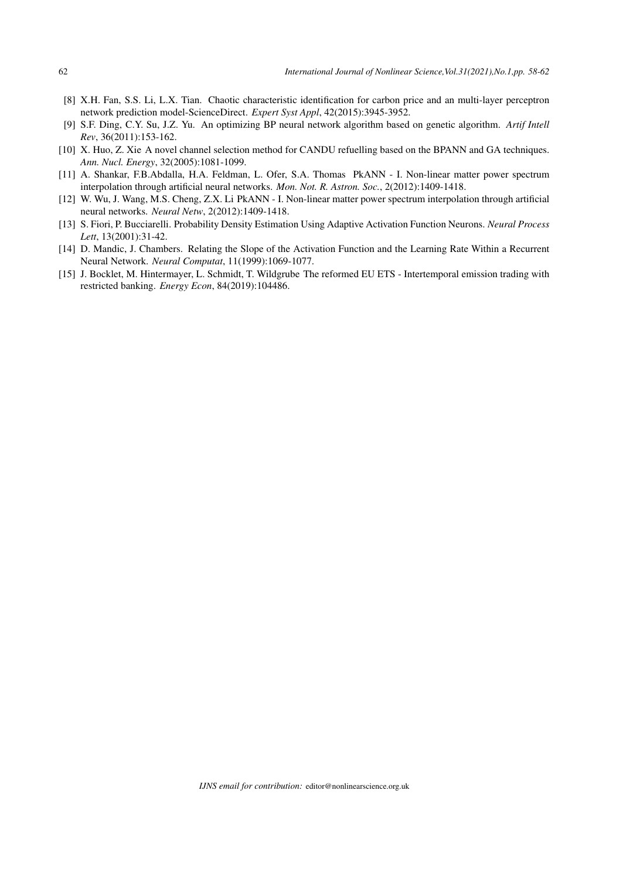[8] X.H. Fan, S.S. Li, L.X. Tian. Chaotic characteristic identification for carbon price and an multi-layer perceptron network prediction model-ScienceDirect. *Expert Syst Appl*, 42(2015):3945-3952.

[9] S.F. Ding, C.Y. Su, J.Z. Yu. An optimizing BP neural network algorithm based on genetic algorithm. *Artif Intell Rev*, 36(2011):153-162.

[10] X. Huo, Z. Xie A novel channel selection method for CANDU refuelling based on the BPANN and GA techniques. *Ann. Nucl. Energy*, 32(2005):1081-1099.

[11] A. Shankar, F.B.Abdalla, H.A. Feldman, L. Ofer, S.A. Thomas PkANN - I. Non-linear matter power spectrum interpolation through artificial neural networks. *Mon. Not. R. Astron. Soc.*, 2(2012):1409-1418.

[12] W. Wu, J. Wang, M.S. Cheng, Z.X. Li PkANN - I. Non-linear matter power spectrum interpolation through artificial neural networks. *Neural Netw*, 2(2012):1409-1418.

[13] S. Fiori, P. Bucciarelli. Probability Density Estimation Using Adaptive Activation Function Neurons. *Neural Process Lett*, 13(2001):31-42.

[14] D. Mandic, J. Chambers. Relating the Slope of the Activation Function and the Learning Rate Within a Recurrent Neural Network. *Neural Computat*, 11(1999):1069-1077.

[15] J. Bocklet, M. Hintermayer, L. Schmidt, T. Wildgrube The reformed EU ETS - Intertemporal emission trading with restricted banking. *Energy Econ*, 84(2019):104486.